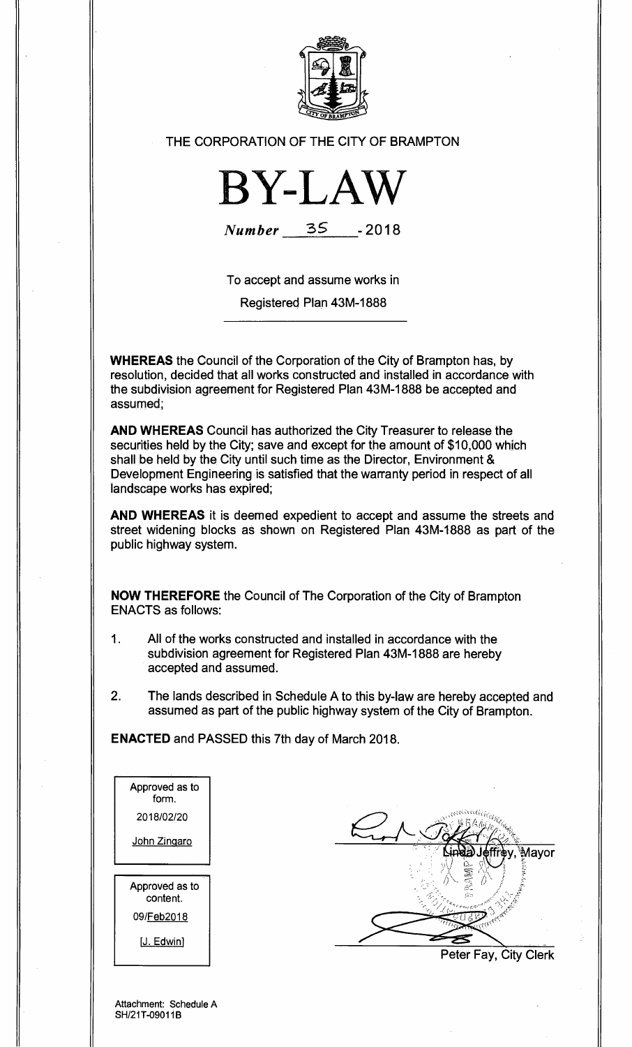THE CORPORATION OF THE CITY OF BRAMPTON

# BY-LAW

*Number* 35 - 2018

To accept and assume works in

Registered Plan 43M-1888

**WHEREAS** the Council of the Corporation of the City of Brampton has, by resolution, decided that all works constructed and installed in accordance with the subdivision agreement for Registered Plan 43M-1888 be accepted and assumed;

**AND WHEREAS** Council has authorized the City Treasurer to release the securities held by the City; save and except for the amount of $10,000 which shall be held by the City until such time as the Director, Environment & Development Engineering is satisfied that the warranty period in respect of all landscape works has expired;

**AND WHEREAS** it is deemed expedient to accept and assume the streets and street widening blocks as shown on Registered Plan 43M-1888 as part of the public highway system.

**NOW THEREFORE** the Council of The Corporation of the City of Brampton ENACTS as follows:

1. All of the works constructed and installed in accordance with the subdivision agreement for Registered Plan 43M-1888 are hereby accepted and assumed.
2. The lands described in Schedule A to this by-law are hereby accepted and assumed as part of the public highway system of the City of Brampton.

**ENACTED** and PASSED this 7th day of March 2018.

Approved as to form.
2018/02/20
John Zingaro

Approved as to content.
09/Feb2018
[J. Edwin]

Linda Jeffrey, Mayor

Peter Fay, City Clerk

Attachment: Schedule A
SH/21T-09011B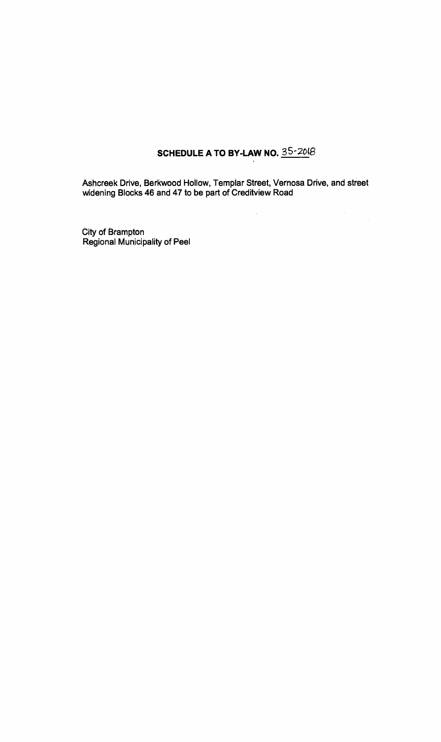## SCHEDULE A TO BY-LAW NO. 35-2018

Ashcreek Drive, Berkwood Hollow, Templar Street, Vernosa Drive, and street widening Blocks 46 and 47 to be part of Creditview Road

City of Brampton
Regional Municipality of Peel